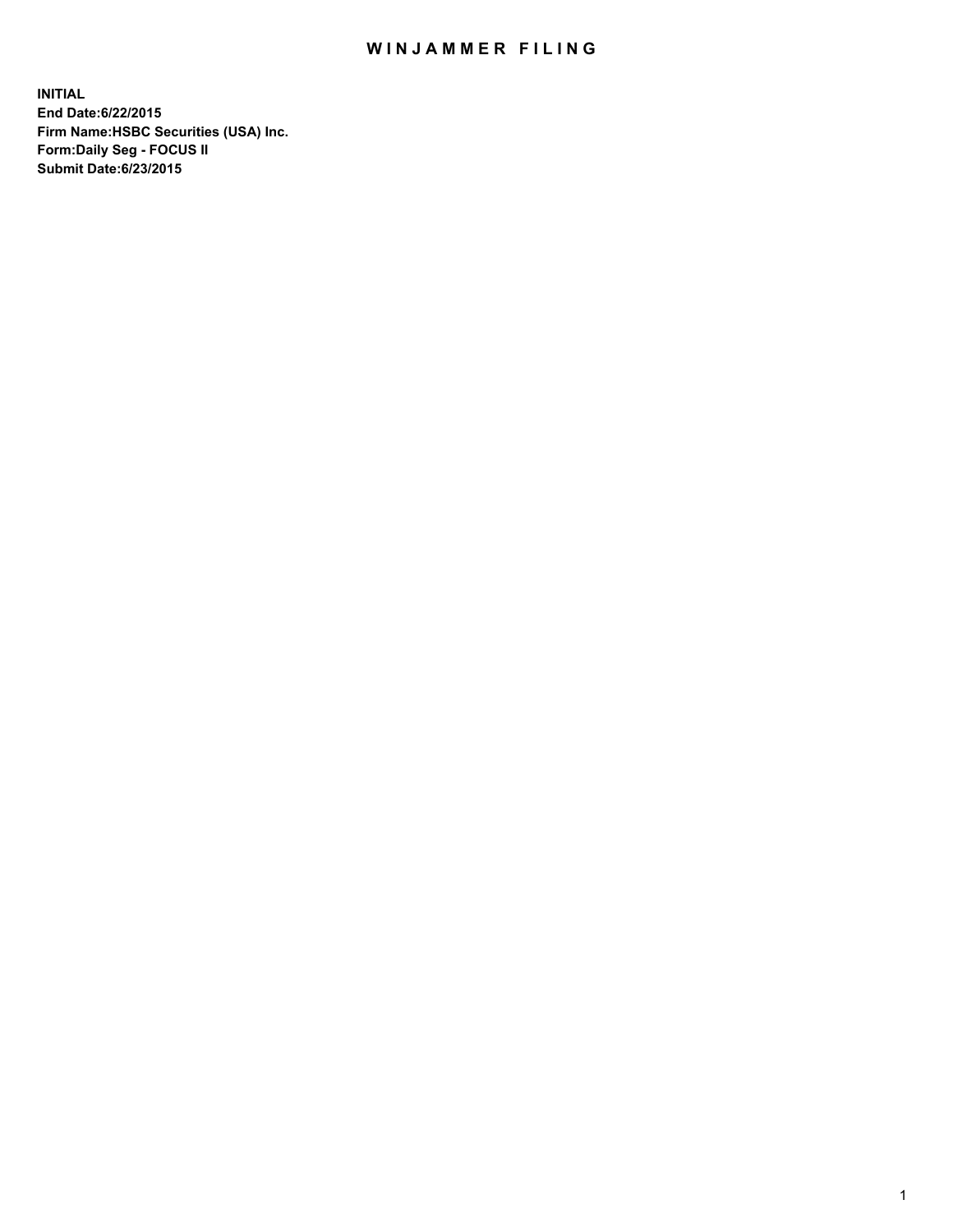# WINJAMMER FILING

**INITIAL**
**End Date:6/22/2015**
**Firm Name:HSBC Securities (USA) Inc.**
**Form:Daily Seg - FOCUS II**
**Submit Date:6/23/2015**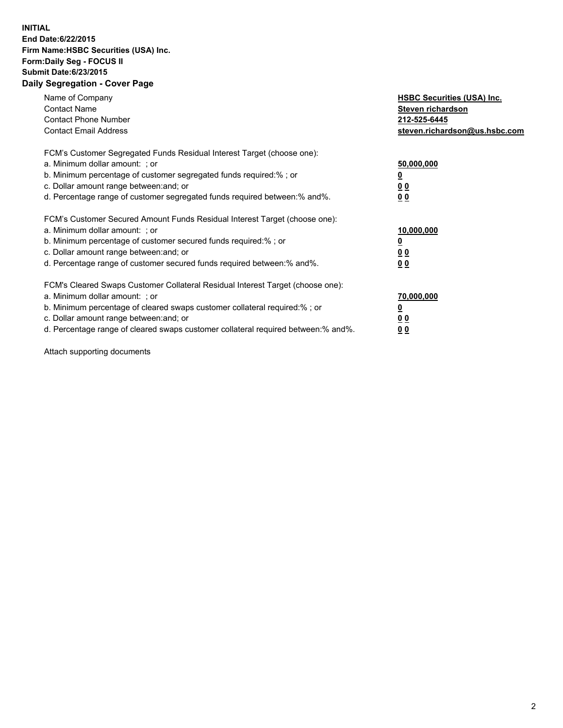**INITIAL**
**End Date:6/22/2015**
**Firm Name:HSBC Securities (USA) Inc.**
**Form:Daily Seg - FOCUS II**
**Submit Date:6/23/2015**

## Daily Segregation - Cover Page

| | |
|---|---|
| Name of Company | **HSBC Securities (USA) Inc.** |
| Contact Name | **Steven richardson** |
| Contact Phone Number | **212-525-6445** |
| Contact Email Address | **steven.richardson@us.hsbc.com** |

FCM's Customer Segregated Funds Residual Interest Target (choose one):

| | |
|---|---|
| a. Minimum dollar amount: ; or | **50,000,000** |
| b. Minimum percentage of customer segregated funds required:% ; or | **0** |
| c. Dollar amount range between:and; or | **0 0** |
| d. Percentage range of customer segregated funds required between:% and%. | **0 0** |

FCM's Customer Secured Amount Funds Residual Interest Target (choose one):

| | |
|---|---|
| a. Minimum dollar amount: ; or | **10,000,000** |
| b. Minimum percentage of customer secured funds required:% ; or | **0** |
| c. Dollar amount range between:and; or | **0 0** |
| d. Percentage range of customer secured funds required between:% and%. | **0 0** |

FCM's Cleared Swaps Customer Collateral Residual Interest Target (choose one):

| | |
|---|---|
| a. Minimum dollar amount: ; or | **70,000,000** |
| b. Minimum percentage of cleared swaps customer collateral required:% ; or | **0** |
| c. Dollar amount range between:and; or | **0 0** |
| d. Percentage range of cleared swaps customer collateral required between:% and%. | **0 0** |

Attach supporting documents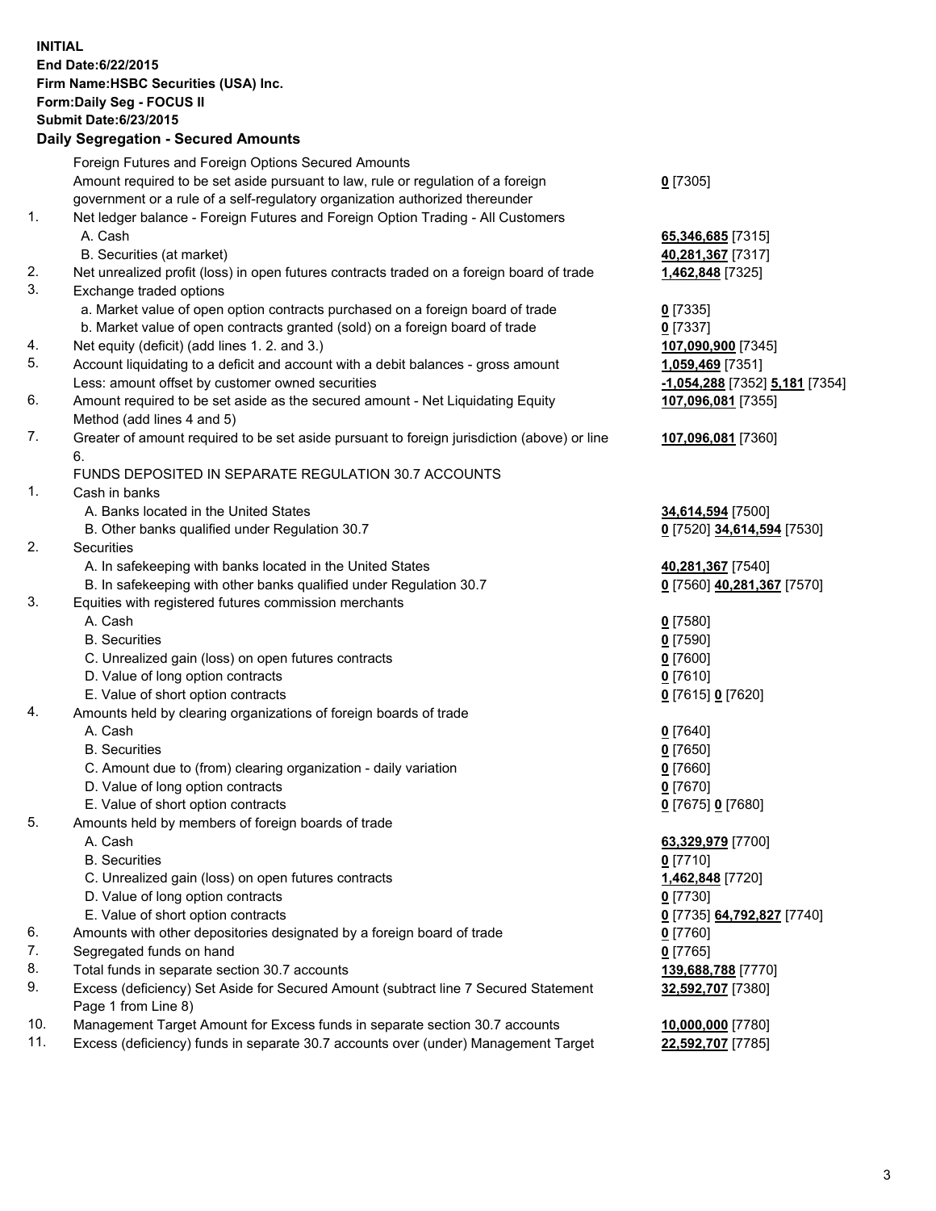**INITIAL**
**End Date:6/22/2015**
**Firm Name:HSBC Securities (USA) Inc.**
**Form:Daily Seg - FOCUS II**
**Submit Date:6/23/2015**

## Daily Segregation - Secured Amounts

| | | |
|---|---|---|
| | Foreign Futures and Foreign Options Secured Amounts | |
| | Amount required to be set aside pursuant to law, rule or regulation of a foreign government or a rule of a self-regulatory organization authorized thereunder | **0** [7305] |
| 1. | Net ledger balance - Foreign Futures and Foreign Option Trading - All Customers | |
| | A. Cash | **65,346,685** [7315] |
| | B. Securities (at market) | **40,281,367** [7317] |
| 2. | Net unrealized profit (loss) in open futures contracts traded on a foreign board of trade | **1,462,848** [7325] |
| 3. | Exchange traded options | |
| | a. Market value of open option contracts purchased on a foreign board of trade | **0** [7335] |
| | b. Market value of open contracts granted (sold) on a foreign board of trade | **0** [7337] |
| 4. | Net equity (deficit) (add lines 1. 2. and 3.) | **107,090,900** [7345] |
| 5. | Account liquidating to a deficit and account with a debit balances - gross amount | **1,059,469** [7351] |
| | Less: amount offset by customer owned securities | **-1,054,288** [7352] **5,181** [7354] |
| 6. | Amount required to be set aside as the secured amount - Net Liquidating Equity Method (add lines 4 and 5) | **107,096,081** [7355] |
| 7. | Greater of amount required to be set aside pursuant to foreign jurisdiction (above) or line 6. | **107,096,081** [7360] |
| | FUNDS DEPOSITED IN SEPARATE REGULATION 30.7 ACCOUNTS | |
| 1. | Cash in banks | |
| | A. Banks located in the United States | **34,614,594** [7500] |
| | B. Other banks qualified under Regulation 30.7 | **0** [7520] **34,614,594** [7530] |
| 2. | Securities | |
| | A. In safekeeping with banks located in the United States | **40,281,367** [7540] |
| | B. In safekeeping with other banks qualified under Regulation 30.7 | **0** [7560] **40,281,367** [7570] |
| 3. | Equities with registered futures commission merchants | |
| | A. Cash | **0** [7580] |
| | B. Securities | **0** [7590] |
| | C. Unrealized gain (loss) on open futures contracts | **0** [7600] |
| | D. Value of long option contracts | **0** [7610] |
| | E. Value of short option contracts | **0** [7615] **0** [7620] |
| 4. | Amounts held by clearing organizations of foreign boards of trade | |
| | A. Cash | **0** [7640] |
| | B. Securities | **0** [7650] |
| | C. Amount due to (from) clearing organization - daily variation | **0** [7660] |
| | D. Value of long option contracts | **0** [7670] |
| | E. Value of short option contracts | **0** [7675] **0** [7680] |
| 5. | Amounts held by members of foreign boards of trade | |
| | A. Cash | **63,329,979** [7700] |
| | B. Securities | **0** [7710] |
| | C. Unrealized gain (loss) on open futures contracts | **1,462,848** [7720] |
| | D. Value of long option contracts | **0** [7730] |
| | E. Value of short option contracts | **0** [7735] **64,792,827** [7740] |
| 6. | Amounts with other depositories designated by a foreign board of trade | **0** [7760] |
| 7. | Segregated funds on hand | **0** [7765] |
| 8. | Total funds in separate section 30.7 accounts | **139,688,788** [7770] |
| 9. | Excess (deficiency) Set Aside for Secured Amount (subtract line 7 Secured Statement Page 1 from Line 8) | **32,592,707** [7380] |
| 10. | Management Target Amount for Excess funds in separate section 30.7 accounts | **10,000,000** [7780] |
| 11. | Excess (deficiency) funds in separate 30.7 accounts over (under) Management Target | **22,592,707** [7785] |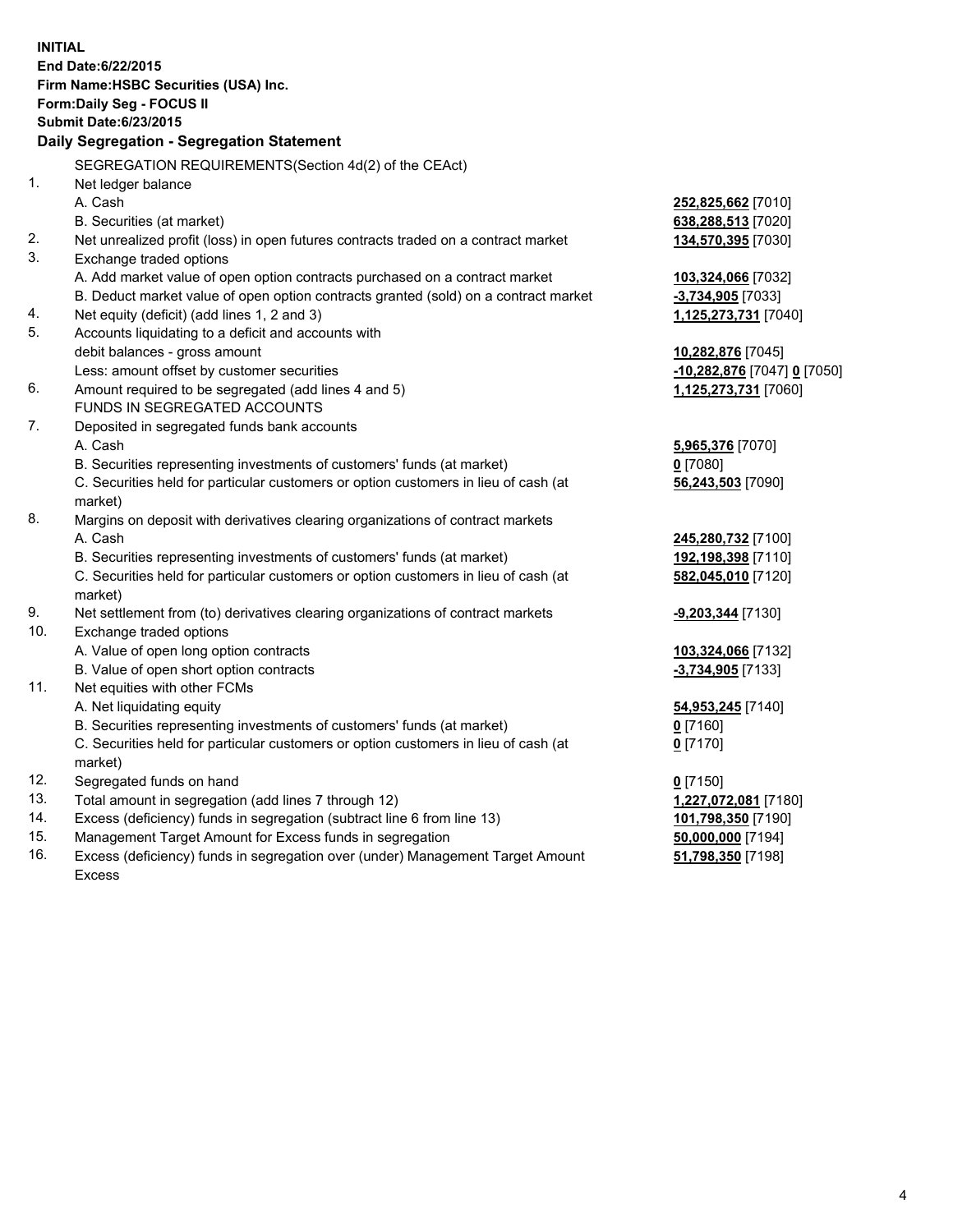**INITIAL**
**End Date:6/22/2015**
**Firm Name:HSBC Securities (USA) Inc.**
**Form:Daily Seg - FOCUS II**
**Submit Date:6/23/2015**

## Daily Segregation - Segregation Statement

| | | |
|---|---|---|
| | SEGREGATION REQUIREMENTS(Section 4d(2) of the CEAct) | |
| 1. | Net ledger balance | |
| | A. Cash | **252,825,662** [7010] |
| | B. Securities (at market) | **638,288,513** [7020] |
| 2. | Net unrealized profit (loss) in open futures contracts traded on a contract market | **134,570,395** [7030] |
| 3. | Exchange traded options | |
| | A. Add market value of open option contracts purchased on a contract market | **103,324,066** [7032] |
| | B. Deduct market value of open option contracts granted (sold) on a contract market | **-3,734,905** [7033] |
| 4. | Net equity (deficit) (add lines 1, 2 and 3) | **1,125,273,731** [7040] |
| 5. | Accounts liquidating to a deficit and accounts with | |
| | debit balances - gross amount | **10,282,876** [7045] |
| | Less: amount offset by customer securities | **-10,282,876** [7047] **0** [7050] |
| 6. | Amount required to be segregated (add lines 4 and 5) | **1,125,273,731** [7060] |
| | FUNDS IN SEGREGATED ACCOUNTS | |
| 7. | Deposited in segregated funds bank accounts | |
| | A. Cash | **5,965,376** [7070] |
| | B. Securities representing investments of customers' funds (at market) | **0** [7080] |
| | C. Securities held for particular customers or option customers in lieu of cash (at market) | **56,243,503** [7090] |
| 8. | Margins on deposit with derivatives clearing organizations of contract markets | |
| | A. Cash | **245,280,732** [7100] |
| | B. Securities representing investments of customers' funds (at market) | **192,198,398** [7110] |
| | C. Securities held for particular customers or option customers in lieu of cash (at market) | **582,045,010** [7120] |
| 9. | Net settlement from (to) derivatives clearing organizations of contract markets | **-9,203,344** [7130] |
| 10. | Exchange traded options | |
| | A. Value of open long option contracts | **103,324,066** [7132] |
| | B. Value of open short option contracts | **-3,734,905** [7133] |
| 11. | Net equities with other FCMs | |
| | A. Net liquidating equity | **54,953,245** [7140] |
| | B. Securities representing investments of customers' funds (at market) | **0** [7160] |
| | C. Securities held for particular customers or option customers in lieu of cash (at market) | **0** [7170] |
| 12. | Segregated funds on hand | **0** [7150] |
| 13. | Total amount in segregation (add lines 7 through 12) | **1,227,072,081** [7180] |
| 14. | Excess (deficiency) funds in segregation (subtract line 6 from line 13) | **101,798,350** [7190] |
| 15. | Management Target Amount for Excess funds in segregation | **50,000,000** [7194] |
| 16. | Excess (deficiency) funds in segregation over (under) Management Target Amount Excess | **51,798,350** [7198] |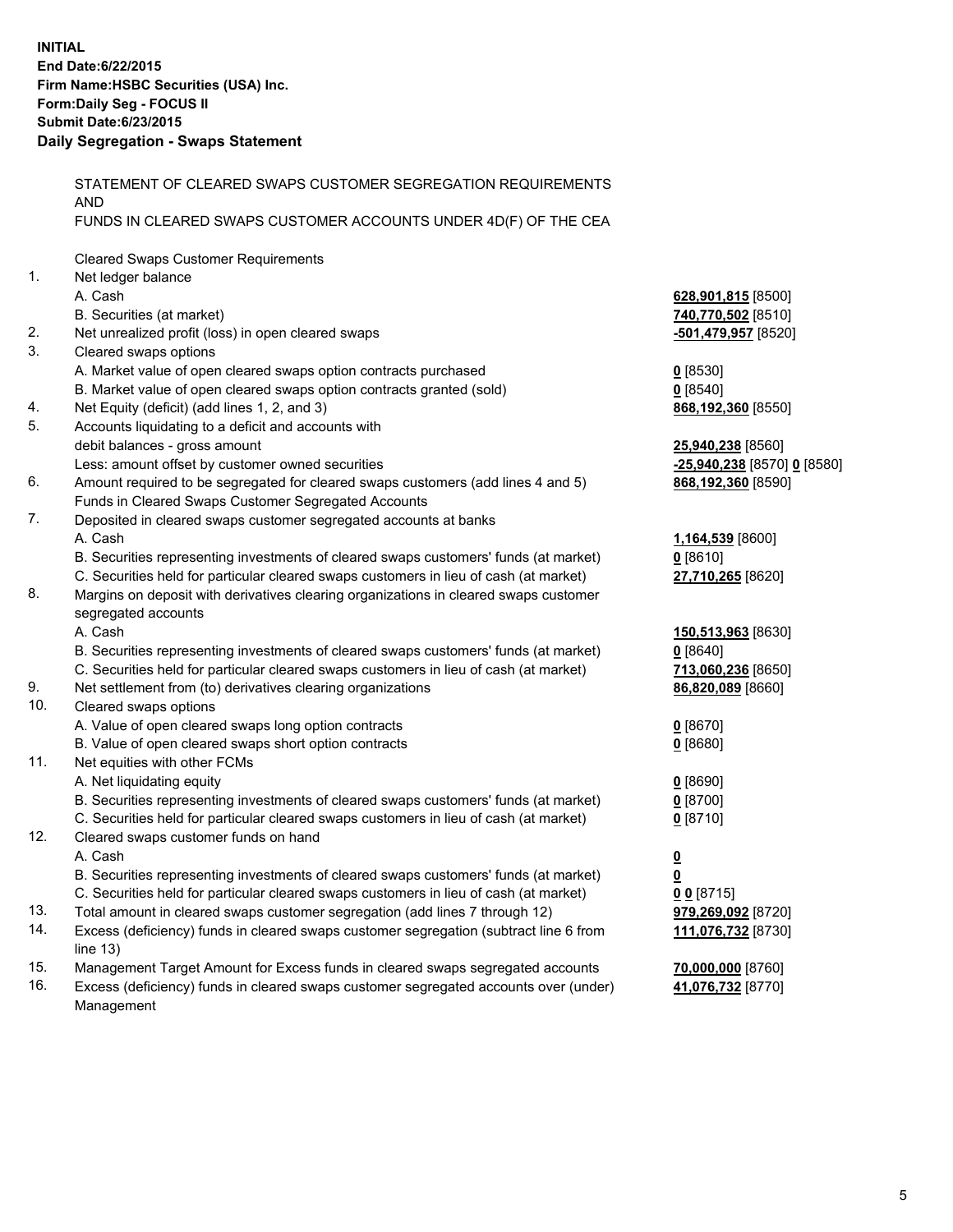**INITIAL**
**End Date:6/22/2015**
**Firm Name:HSBC Securities (USA) Inc.**
**Form:Daily Seg - FOCUS II**
**Submit Date:6/23/2015**
**Daily Segregation - Swaps Statement**

STATEMENT OF CLEARED SWAPS CUSTOMER SEGREGATION REQUIREMENTS AND FUNDS IN CLEARED SWAPS CUSTOMER ACCOUNTS UNDER 4D(F) OF THE CEA

| | | |
|---|---|---|
| | Cleared Swaps Customer Requirements | |
| 1. | Net ledger balance | |
| | A. Cash | **628,901,815** [8500] |
| | B. Securities (at market) | **740,770,502** [8510] |
| 2. | Net unrealized profit (loss) in open cleared swaps | **-501,479,957** [8520] |
| 3. | Cleared swaps options | |
| | A. Market value of open cleared swaps option contracts purchased | **0** [8530] |
| | B. Market value of open cleared swaps option contracts granted (sold) | **0** [8540] |
| 4. | Net Equity (deficit) (add lines 1, 2, and 3) | **868,192,360** [8550] |
| 5. | Accounts liquidating to a deficit and accounts with debit balances - gross amount | **25,940,238** [8560] |
| | Less: amount offset by customer owned securities | **-25,940,238** [8570] **0** [8580] |
| 6. | Amount required to be segregated for cleared swaps customers (add lines 4 and 5) | **868,192,360** [8590] |
| | Funds in Cleared Swaps Customer Segregated Accounts | |
| 7. | Deposited in cleared swaps customer segregated accounts at banks | |
| | A. Cash | **1,164,539** [8600] |
| | B. Securities representing investments of cleared swaps customers' funds (at market) | **0** [8610] |
| | C. Securities held for particular cleared swaps customers in lieu of cash (at market) | **27,710,265** [8620] |
| 8. | Margins on deposit with derivatives clearing organizations in cleared swaps customer segregated accounts | |
| | A. Cash | **150,513,963** [8630] |
| | B. Securities representing investments of cleared swaps customers' funds (at market) | **0** [8640] |
| | C. Securities held for particular cleared swaps customers in lieu of cash (at market) | **713,060,236** [8650] |
| 9. | Net settlement from (to) derivatives clearing organizations | **86,820,089** [8660] |
| 10. | Cleared swaps options | |
| | A. Value of open cleared swaps long option contracts | **0** [8670] |
| | B. Value of open cleared swaps short option contracts | **0** [8680] |
| 11. | Net equities with other FCMs | |
| | A. Net liquidating equity | **0** [8690] |
| | B. Securities representing investments of cleared swaps customers' funds (at market) | **0** [8700] |
| | C. Securities held for particular cleared swaps customers in lieu of cash (at market) | **0** [8710] |
| 12. | Cleared swaps customer funds on hand | |
| | A. Cash | **0** |
| | B. Securities representing investments of cleared swaps customers' funds (at market) | **0** |
| | C. Securities held for particular cleared swaps customers in lieu of cash (at market) | **0** **0** [8715] |
| 13. | Total amount in cleared swaps customer segregation (add lines 7 through 12) | **979,269,092** [8720] |
| 14. | Excess (deficiency) funds in cleared swaps customer segregation (subtract line 6 from line 13) | **111,076,732** [8730] |
| 15. | Management Target Amount for Excess funds in cleared swaps segregated accounts | **70,000,000** [8760] |
| 16. | Excess (deficiency) funds in cleared swaps customer segregated accounts over (under) Management | **41,076,732** [8770] |